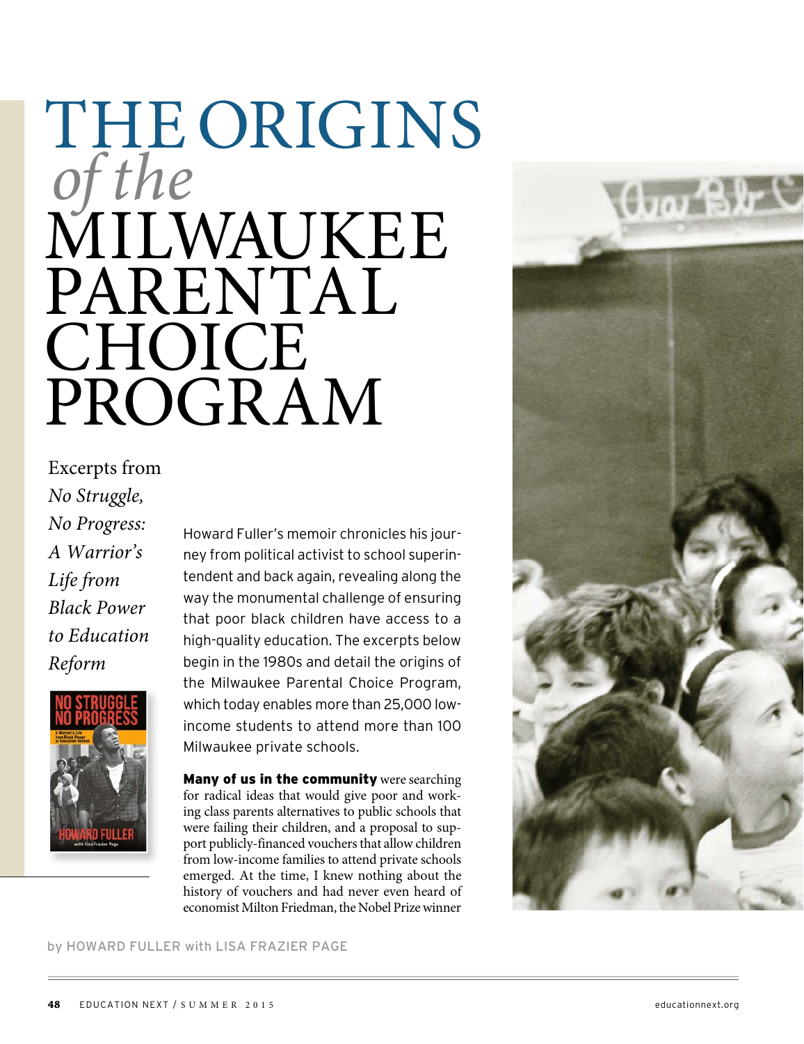# THE ORIGINS *of the* MILWAUKEE PARENTAL CHOICE PROGRAM

Excerpts from *No Struggle, No Progress: A Warrior's Life from Black Power to Education Reform*

Howard Fuller's memoir chronicles his journey from political activist to school superintendent and back again, revealing along the way the monumental challenge of ensuring that poor black children have access to a high-quality education. The excerpts below begin in the 1980s and detail the origins of the Milwaukee Parental Choice Program, which today enables more than 25,000 low-income students to attend more than 100 Milwaukee private schools.

by HOWARD FULLER with LISA FRAZIER PAGE

**Many of us in the community** were searching for radical ideas that would give poor and working class parents alternatives to public schools that were failing their children, and a proposal to support publicly-financed vouchers that allow children from low-income families to attend private schools emerged. At the time, I knew nothing about the history of vouchers and had never even heard of economist Milton Friedman, the Nobel Prize winner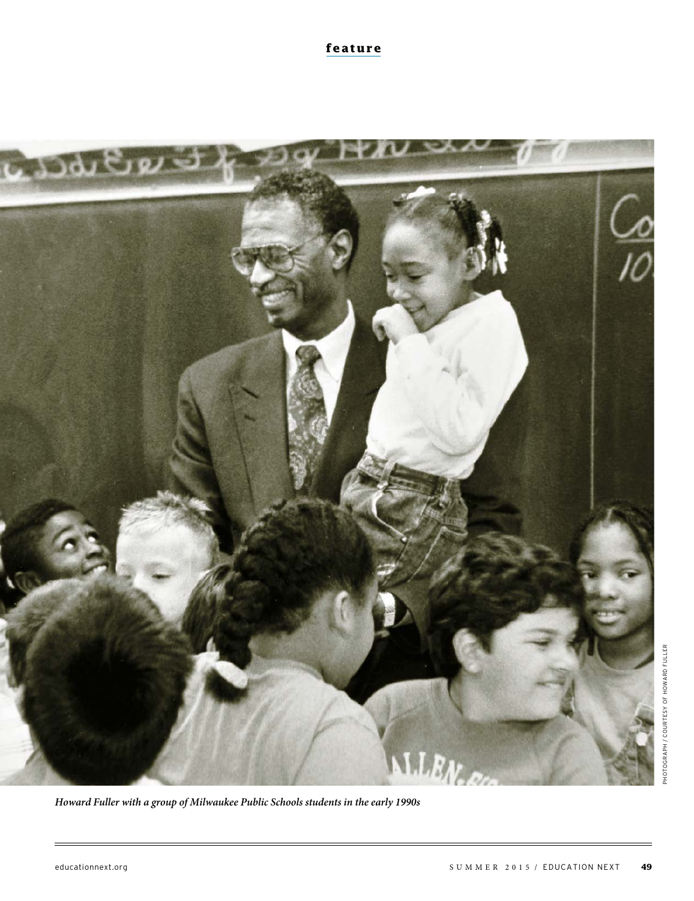feature

*Howard Fuller with a group of Milwaukee Public Schools students in the early 1990s*

PHOTOGRAPH / COURTESY OF HOWARD FULLER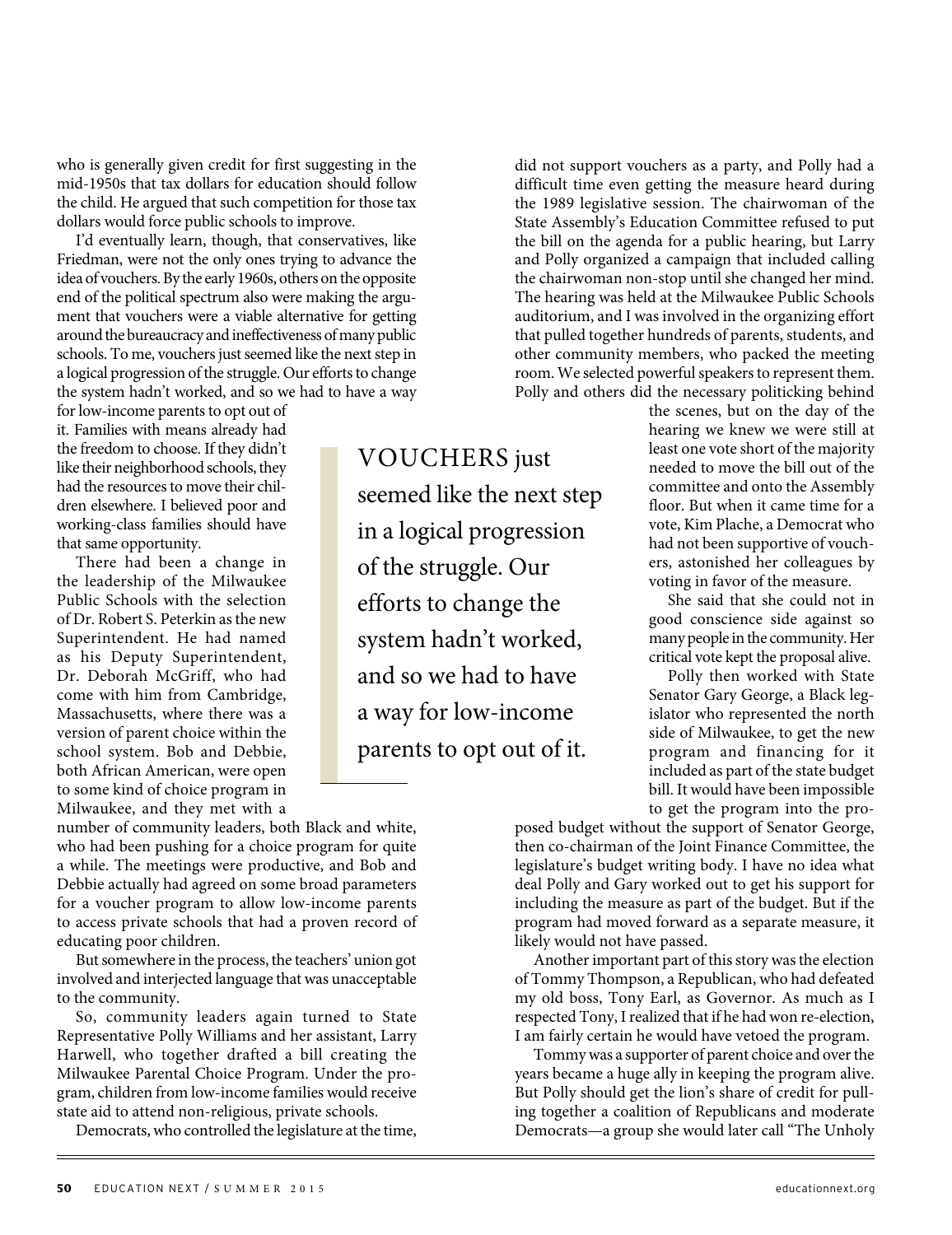who is generally given credit for first suggesting in the mid-1950s that tax dollars for education should follow the child. He argued that such competition for those tax dollars would force public schools to improve.

I'd eventually learn, though, that conservatives, like Friedman, were not the only ones trying to advance the idea of vouchers. By the early 1960s, others on the opposite end of the political spectrum also were making the argument that vouchers were a viable alternative for getting around the bureaucracy and ineffectiveness of many public schools. To me, vouchers just seemed like the next step in a logical progression of the struggle. Our efforts to change the system hadn't worked, and so we had to have a way for low-income parents to opt out of it. Families with means already had the freedom to choose. If they didn't like their neighborhood schools, they had the resources to move their children elsewhere. I believed poor and working-class families should have that same opportunity.

> VOUCHERS just seemed like the next step in a logical progression of the struggle. Our efforts to change the system hadn't worked, and so we had to have a way for low-income parents to opt out of it.

There had been a change in the leadership of the Milwaukee Public Schools with the selection of Dr. Robert S. Peterkin as the new Superintendent. He had named as his Deputy Superintendent, Dr. Deborah McGriff, who had come with him from Cambridge, Massachusetts, where there was a version of parent choice within the school system. Bob and Debbie, both African American, were open to some kind of choice program in Milwaukee, and they met with a number of community leaders, both Black and white, who had been pushing for a choice program for quite a while. The meetings were productive, and Bob and Debbie actually had agreed on some broad parameters for a voucher program to allow low-income parents to access private schools that had a proven record of educating poor children.

But somewhere in the process, the teachers' union got involved and interjected language that was unacceptable to the community.

So, community leaders again turned to State Representative Polly Williams and her assistant, Larry Harwell, who together drafted a bill creating the Milwaukee Parental Choice Program. Under the program, children from low-income families would receive state aid to attend non-religious, private schools.

Democrats, who controlled the legislature at the time, did not support vouchers as a party, and Polly had a difficult time even getting the measure heard during the 1989 legislative session. The chairwoman of the State Assembly's Education Committee refused to put the bill on the agenda for a public hearing, but Larry and Polly organized a campaign that included calling the chairwoman non-stop until she changed her mind. The hearing was held at the Milwaukee Public Schools auditorium, and I was involved in the organizing effort that pulled together hundreds of parents, students, and other community members, who packed the meeting room. We selected powerful speakers to represent them. Polly and others did the necessary politicking behind the scenes, but on the day of the hearing we knew we were still at least one vote short of the majority needed to move the bill out of the committee and onto the Assembly floor. But when it came time for a vote, Kim Plache, a Democrat who had not been supportive of vouchers, astonished her colleagues by voting in favor of the measure.

She said that she could not in good conscience side against so many people in the community. Her critical vote kept the proposal alive.

Polly then worked with State Senator Gary George, a Black legislator who represented the north side of Milwaukee, to get the new program and financing for it included as part of the state budget bill. It would have been impossible to get the program into the proposed budget without the support of Senator George, then co-chairman of the Joint Finance Committee, the legislature's budget writing body. I have no idea what deal Polly and Gary worked out to get his support for including the measure as part of the budget. But if the program had moved forward as a separate measure, it likely would not have passed.

Another important part of this story was the election of Tommy Thompson, a Republican, who had defeated my old boss, Tony Earl, as Governor. As much as I respected Tony, I realized that if he had won re-election, I am fairly certain he would have vetoed the program.

Tommy was a supporter of parent choice and over the years became a huge ally in keeping the program alive. But Polly should get the lion's share of credit for pulling together a coalition of Republicans and moderate Democrats—a group she would later call "The Unholy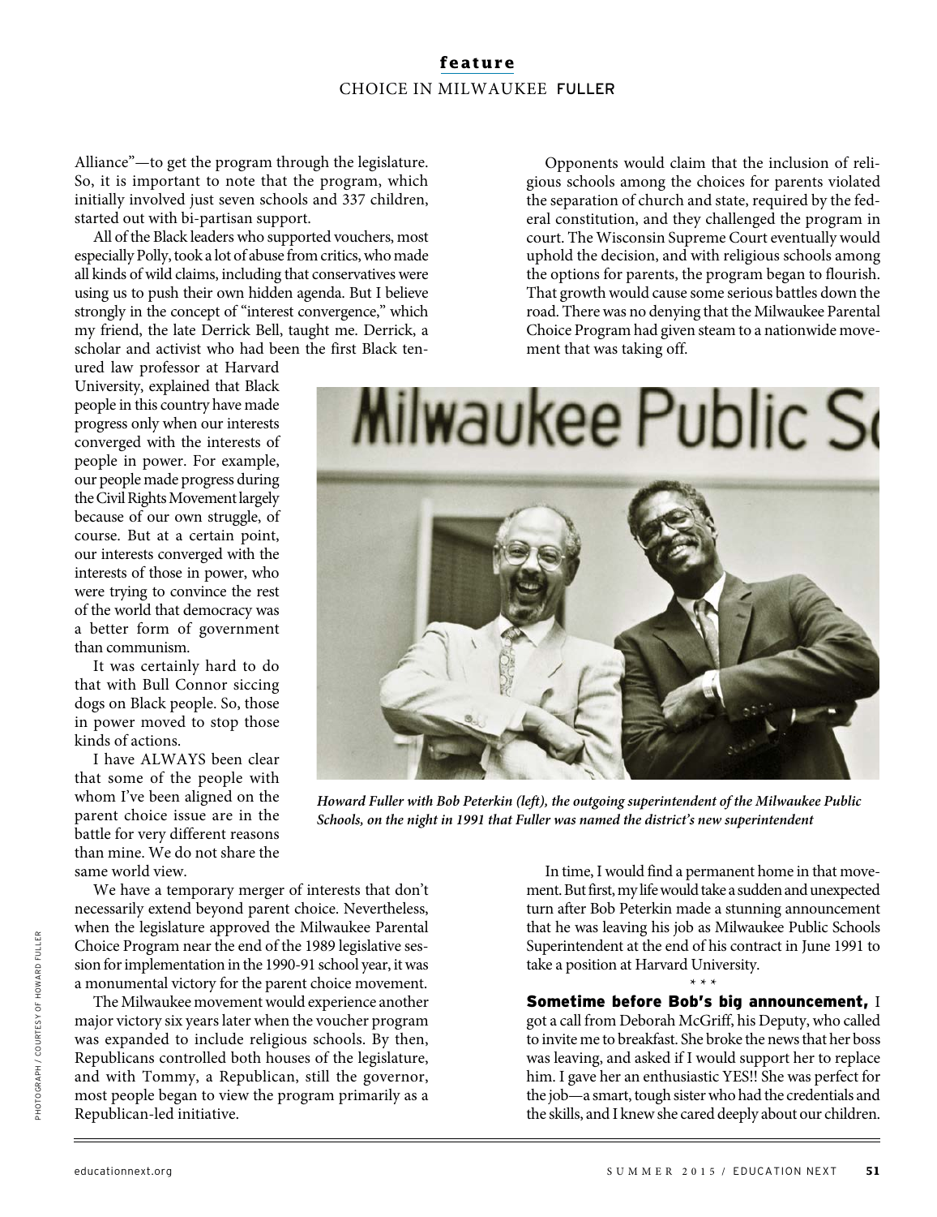Alliance"—to get the program through the legislature. So, it is important to note that the program, which initially involved just seven schools and 337 children, started out with bi-partisan support.

All of the Black leaders who supported vouchers, most especially Polly, took a lot of abuse from critics, who made all kinds of wild claims, including that conservatives were using us to push their own hidden agenda. But I believe strongly in the concept of "interest convergence," which my friend, the late Derrick Bell, taught me. Derrick, a scholar and activist who had been the first Black tenured law professor at Harvard University, explained that Black people in this country have made progress only when our interests converged with the interests of people in power. For example, our people made progress during the Civil Rights Movement largely because of our own struggle, of course. But at a certain point, our interests converged with the interests of those in power, who were trying to convince the rest of the world that democracy was a better form of government than communism.

It was certainly hard to do that with Bull Connor siccing dogs on Black people. So, those in power moved to stop those kinds of actions.

I have ALWAYS been clear that some of the people with whom I've been aligned on the parent choice issue are in the battle for very different reasons than mine. We do not share the same world view.

We have a temporary merger of interests that don't necessarily extend beyond parent choice. Nevertheless, when the legislature approved the Milwaukee Parental Choice Program near the end of the 1989 legislative session for implementation in the 1990-91 school year, it was a monumental victory for the parent choice movement.

The Milwaukee movement would experience another major victory six years later when the voucher program was expanded to include religious schools. By then, Republicans controlled both houses of the legislature, and with Tommy, a Republican, still the governor, most people began to view the program primarily as a Republican-led initiative.

Opponents would claim that the inclusion of religious schools among the choices for parents violated the separation of church and state, required by the federal constitution, and they challenged the program in court. The Wisconsin Supreme Court eventually would uphold the decision, and with religious schools among the options for parents, the program began to flourish. That growth would cause some serious battles down the road. There was no denying that the Milwaukee Parental Choice Program had given steam to a nationwide movement that was taking off.

*Howard Fuller with Bob Peterkin (left), the outgoing superintendent of the Milwaukee Public Schools, on the night in 1991 that Fuller was named the district's new superintendent*

In time, I would find a permanent home in that movement. But first, my life would take a sudden and unexpected turn after Bob Peterkin made a stunning announcement that he was leaving his job as Milwaukee Public Schools Superintendent at the end of his contract in June 1991 to take a position at Harvard University.

\* \* \*

**Sometime before Bob's big announcement,** I got a call from Deborah McGriff, his Deputy, who called to invite me to breakfast. She broke the news that her boss was leaving, and asked if I would support her to replace him. I gave her an enthusiastic YES!! She was perfect for the job—a smart, tough sister who had the credentials and the skills, and I knew she cared deeply about our children.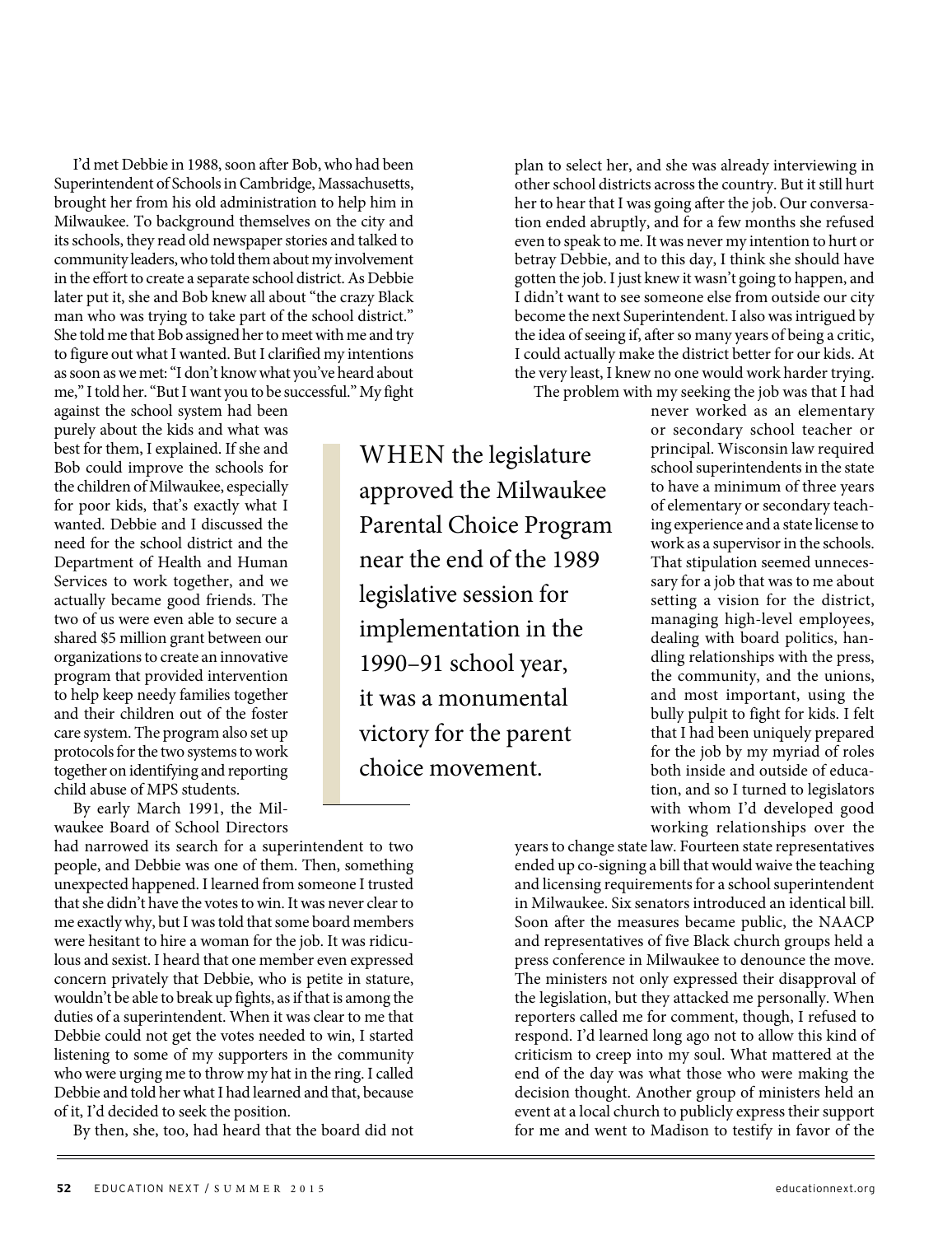I'd met Debbie in 1988, soon after Bob, who had been Superintendent of Schools in Cambridge, Massachusetts, brought her from his old administration to help him in Milwaukee. To background themselves on the city and its schools, they read old newspaper stories and talked to community leaders, who told them about my involvement in the effort to create a separate school district. As Debbie later put it, she and Bob knew all about "the crazy Black man who was trying to take part of the school district." She told me that Bob assigned her to meet with me and try to figure out what I wanted. But I clarified my intentions as soon as we met: "I don't know what you've heard about me," I told her. "But I want you to be successful." My fight against the school system had been purely about the kids and what was best for them, I explained. If she and Bob could improve the schools for the children of Milwaukee, especially for poor kids, that's exactly what I wanted. Debbie and I discussed the need for the school district and the Department of Health and Human Services to work together, and we actually became good friends. The two of us were even able to secure a shared $5 million grant between our organizations to create an innovative program that provided intervention to help keep needy families together and their children out of the foster care system. The program also set up protocols for the two systems to work together on identifying and reporting child abuse of MPS students.

By early March 1991, the Milwaukee Board of School Directors had narrowed its search for a superintendent to two people, and Debbie was one of them. Then, something unexpected happened. I learned from someone I trusted that she didn't have the votes to win. It was never clear to me exactly why, but I was told that some board members were hesitant to hire a woman for the job. It was ridiculous and sexist. I heard that one member even expressed concern privately that Debbie, who is petite in stature, wouldn't be able to break up fights, as if that is among the duties of a superintendent. When it was clear to me that Debbie could not get the votes needed to win, I started listening to some of my supporters in the community who were urging me to throw my hat in the ring. I called Debbie and told her what I had learned and that, because of it, I'd decided to seek the position.

By then, she, too, had heard that the board did not plan to select her, and she was already interviewing in other school districts across the country. But it still hurt her to hear that I was going after the job. Our conversation ended abruptly, and for a few months she refused even to speak to me. It was never my intention to hurt or betray Debbie, and to this day, I think she should have gotten the job. I just knew it wasn't going to happen, and I didn't want to see someone else from outside our city become the next Superintendent. I also was intrigued by the idea of seeing if, after so many years of being a critic, I could actually make the district better for our kids. At the very least, I knew no one would work harder trying.

> WHEN the legislature approved the Milwaukee Parental Choice Program near the end of the 1989 legislative session for implementation in the 1990–91 school year, it was a monumental victory for the parent choice movement.

The problem with my seeking the job was that I had never worked as an elementary or secondary school teacher or principal. Wisconsin law required school superintendents in the state to have a minimum of three years of elementary or secondary teaching experience and a state license to work as a supervisor in the schools. That stipulation seemed unnecessary for a job that was to me about setting a vision for the district, managing high-level employees, dealing with board politics, handling relationships with the press, the community, and the unions, and most important, using the bully pulpit to fight for kids. I felt that I had been uniquely prepared for the job by my myriad of roles both inside and outside of education, and so I turned to legislators with whom I'd developed good working relationships over the years to change state law. Fourteen state representatives ended up co-signing a bill that would waive the teaching and licensing requirements for a school superintendent in Milwaukee. Six senators introduced an identical bill. Soon after the measures became public, the NAACP and representatives of five Black church groups held a press conference in Milwaukee to denounce the move. The ministers not only expressed their disapproval of the legislation, but they attacked me personally. When reporters called me for comment, though, I refused to respond. I'd learned long ago not to allow this kind of criticism to creep into my soul. What mattered at the end of the day was what those who were making the decision thought. Another group of ministers held an event at a local church to publicly express their support for me and went to Madison to testify in favor of the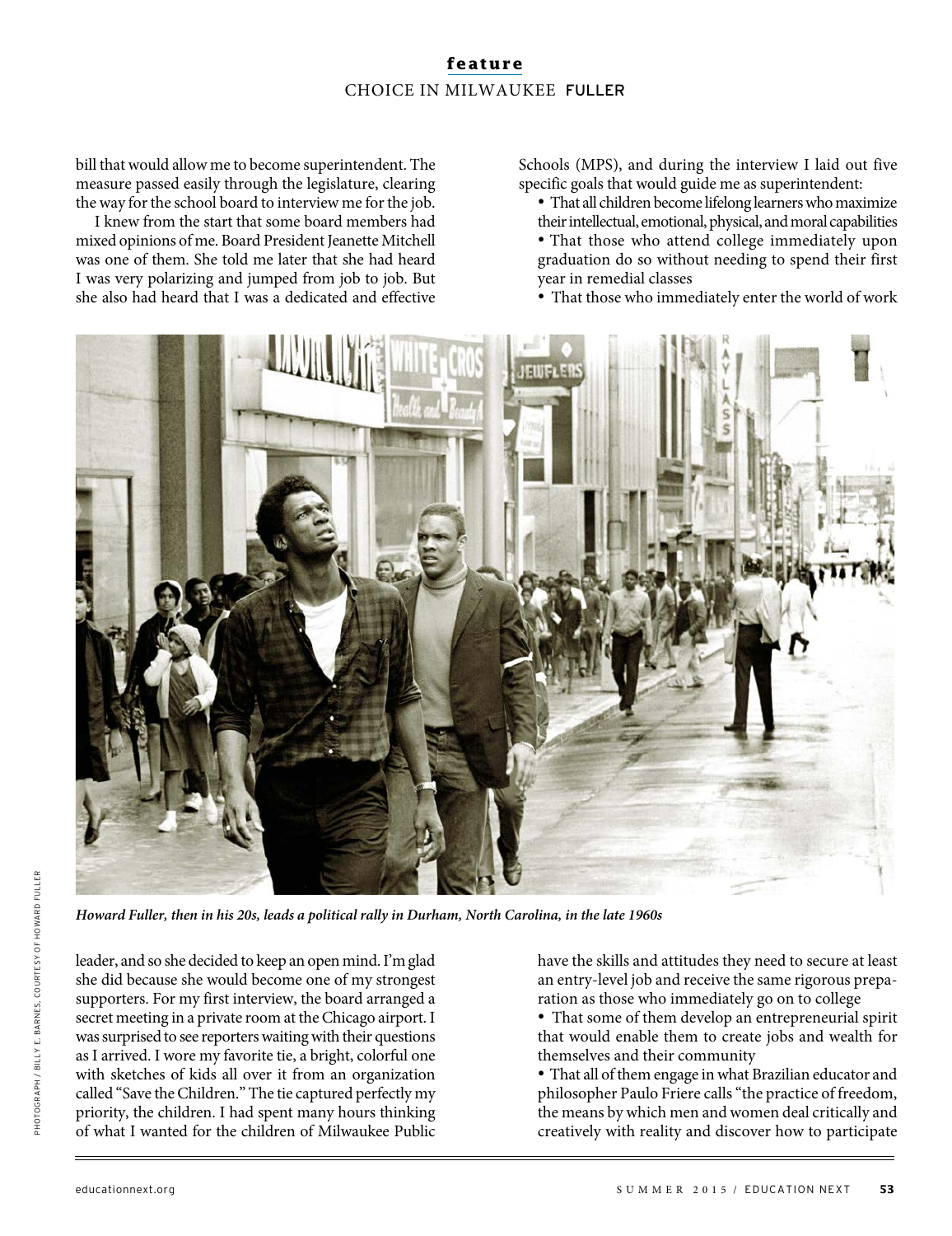bill that would allow me to become superintendent. The measure passed easily through the legislature, clearing the way for the school board to interview me for the job.

I knew from the start that some board members had mixed opinions of me. Board President Jeanette Mitchell was one of them. She told me later that she had heard I was very polarizing and jumped from job to job. But she also had heard that I was a dedicated and effective leader, and so she decided to keep an open mind. I'm glad she did because she would become one of my strongest supporters. For my first interview, the board arranged a secret meeting in a private room at the Chicago airport. I was surprised to see reporters waiting with their questions as I arrived. I wore my favorite tie, a bright, colorful one with sketches of kids all over it from an organization called "Save the Children." The tie captured perfectly my priority, the children. I had spent many hours thinking of what I wanted for the children of Milwaukee Public Schools (MPS), and during the interview I laid out five specific goals that would guide me as superintendent:

- That all children become lifelong learners who maximize their intellectual, emotional, physical, and moral capabilities
- That those who attend college immediately upon graduation do so without needing to spend their first year in remedial classes
- That those who immediately enter the world of work have the skills and attitudes they need to secure at least an entry-level job and receive the same rigorous preparation as those who immediately go on to college
- That some of them develop an entrepreneurial spirit that would enable them to create jobs and wealth for themselves and their community
- That all of them engage in what Brazilian educator and philosopher Paulo Friere calls "the practice of freedom, the means by which men and women deal critically and creatively with reality and discover how to participate

*Howard Fuller, then in his 20s, leads a political rally in Durham, North Carolina, in the late 1960s*

PHOTOGRAPH / BILLY E. BARNES, COURTESY OF HOWARD FULLER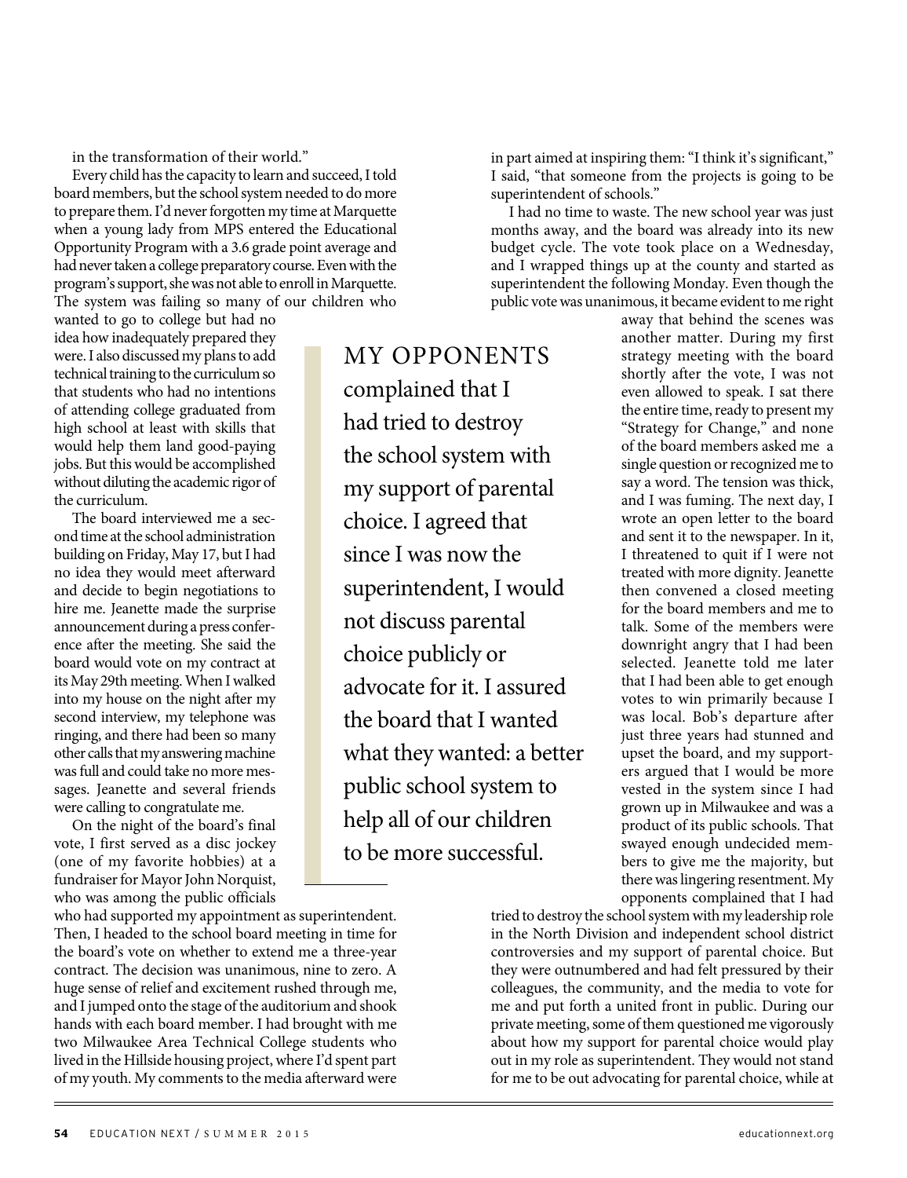in the transformation of their world."

Every child has the capacity to learn and succeed, I told board members, but the school system needed to do more to prepare them. I'd never forgotten my time at Marquette when a young lady from MPS entered the Educational Opportunity Program with a 3.6 grade point average and had never taken a college preparatory course. Even with the program's support, she was not able to enroll in Marquette. The system was failing so many of our children who wanted to go to college but had no idea how inadequately prepared they were. I also discussed my plans to add technical training to the curriculum so that students who had no intentions of attending college graduated from high school at least with skills that would help them land good-paying jobs. But this would be accomplished without diluting the academic rigor of the curriculum.

The board interviewed me a second time at the school administration building on Friday, May 17, but I had no idea they would meet afterward and decide to begin negotiations to hire me. Jeanette made the surprise announcement during a press conference after the meeting. She said the board would vote on my contract at its May 29th meeting. When I walked into my house on the night after my second interview, my telephone was ringing, and there had been so many other calls that my answering machine was full and could take no more messages. Jeanette and several friends were calling to congratulate me.

On the night of the board's final vote, I first served as a disc jockey (one of my favorite hobbies) at a fundraiser for Mayor John Norquist, who was among the public officials who had supported my appointment as superintendent. Then, I headed to the school board meeting in time for the board's vote on whether to extend me a three-year contract. The decision was unanimous, nine to zero. A huge sense of relief and excitement rushed through me, and I jumped onto the stage of the auditorium and shook hands with each board member. I had brought with me two Milwaukee Area Technical College students who lived in the Hillside housing project, where I'd spent part of my youth. My comments to the media afterward were in part aimed at inspiring them: "I think it's significant," I said, "that someone from the projects is going to be superintendent of schools."

> MY OPPONENTS complained that I had tried to destroy the school system with my support of parental choice. I agreed that since I was now the superintendent, I would not discuss parental choice publicly or advocate for it. I assured the board that I wanted what they wanted: a better public school system to help all of our children to be more successful.

I had no time to waste. The new school year was just months away, and the board was already into its new budget cycle. The vote took place on a Wednesday, and I wrapped things up at the county and started as superintendent the following Monday. Even though the public vote was unanimous, it became evident to me right away that behind the scenes was another matter. During my first strategy meeting with the board shortly after the vote, I was not even allowed to speak. I sat there the entire time, ready to present my "Strategy for Change," and none of the board members asked me a single question or recognized me to say a word. The tension was thick, and I was fuming. The next day, I wrote an open letter to the board and sent it to the newspaper. In it, I threatened to quit if I were not treated with more dignity. Jeanette then convened a closed meeting for the board members and me to talk. Some of the members were downright angry that I had been selected. Jeanette told me later that I had been able to get enough votes to win primarily because I was local. Bob's departure after just three years had stunned and upset the board, and my supporters argued that I would be more vested in the system since I had grown up in Milwaukee and was a product of its public schools. That swayed enough undecided members to give me the majority, but there was lingering resentment. My opponents complained that I had tried to destroy the school system with my leadership role in the North Division and independent school district controversies and my support of parental choice. But they were outnumbered and had felt pressured by their colleagues, the community, and the media to vote for me and put forth a united front in public. During our private meeting, some of them questioned me vigorously about how my support for parental choice would play out in my role as superintendent. They would not stand for me to be out advocating for parental choice, while at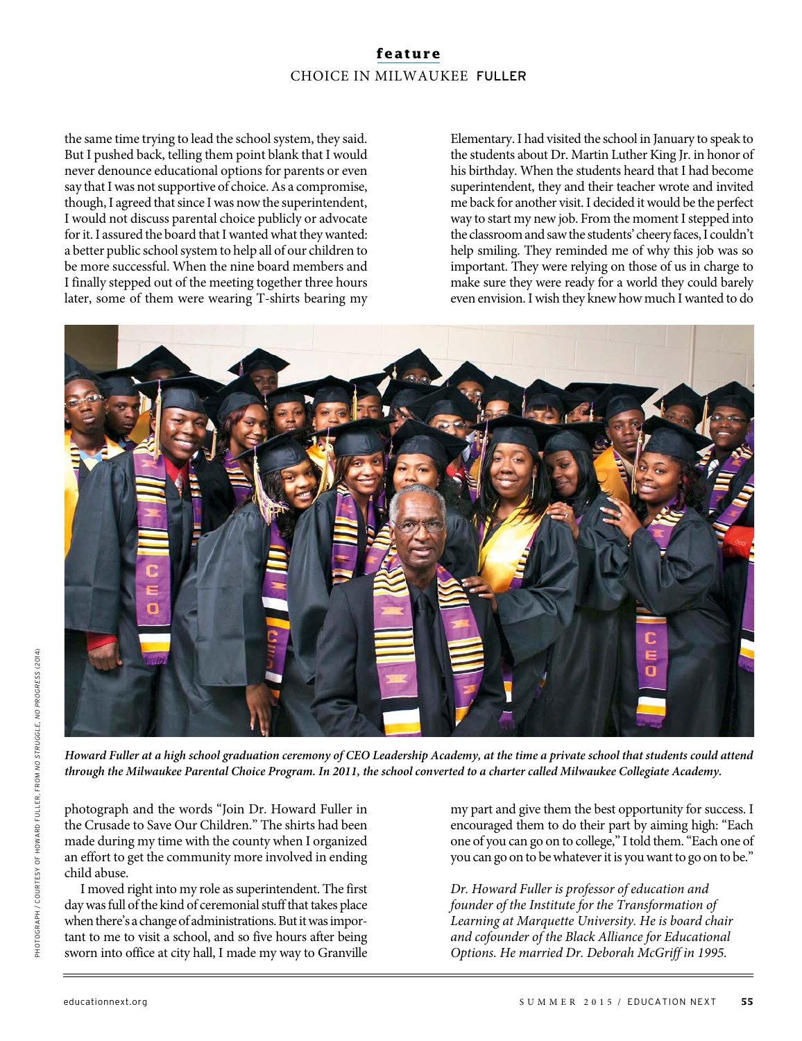the same time trying to lead the school system, they said. But I pushed back, telling them point blank that I would never denounce educational options for parents or even say that I was not supportive of choice. As a compromise, though, I agreed that since I was now the superintendent, I would not discuss parental choice publicly or advocate for it. I assured the board that I wanted what they wanted: a better public school system to help all of our children to be more successful. When the nine board members and I finally stepped out of the meeting together three hours later, some of them were wearing T-shirts bearing my photograph and the words "Join Dr. Howard Fuller in the Crusade to Save Our Children." The shirts had been made during my time with the county when I organized an effort to get the community more involved in ending child abuse.

I moved right into my role as superintendent. The first day was full of the kind of ceremonial stuff that takes place when there's a change of administrations. But it was important to me to visit a school, and so five hours after being sworn into office at city hall, I made my way to Granville Elementary. I had visited the school in January to speak to the students about Dr. Martin Luther King Jr. in honor of his birthday. When the students heard that I had become superintendent, they and their teacher wrote and invited me back for another visit. I decided it would be the perfect way to start my new job. From the moment I stepped into the classroom and saw the students' cheery faces, I couldn't help smiling. They reminded me of why this job was so important. They were relying on those of us in charge to make sure they were ready for a world they could barely even envision. I wish they knew how much I wanted to do my part and give them the best opportunity for success. I encouraged them to do their part by aiming high: "Each one of you can go on to college," I told them. "Each one of you can go on to be whatever it is you want to go on to be."

***Howard Fuller at a high school graduation ceremony of CEO Leadership Academy, at the time a private school that students could attend through the Milwaukee Parental Choice Program. In 2011, the school converted to a charter called Milwaukee Collegiate Academy.***

PHOTOGRAPH / COURTESY OF HOWARD FULLER, FROM *NO STRUGGLE, NO PROGRESS* (2014)

*Dr. Howard Fuller is professor of education and founder of the Institute for the Transformation of Learning at Marquette University. He is board chair and cofounder of the Black Alliance for Educational Options. He married Dr. Deborah McGriff in 1995.*